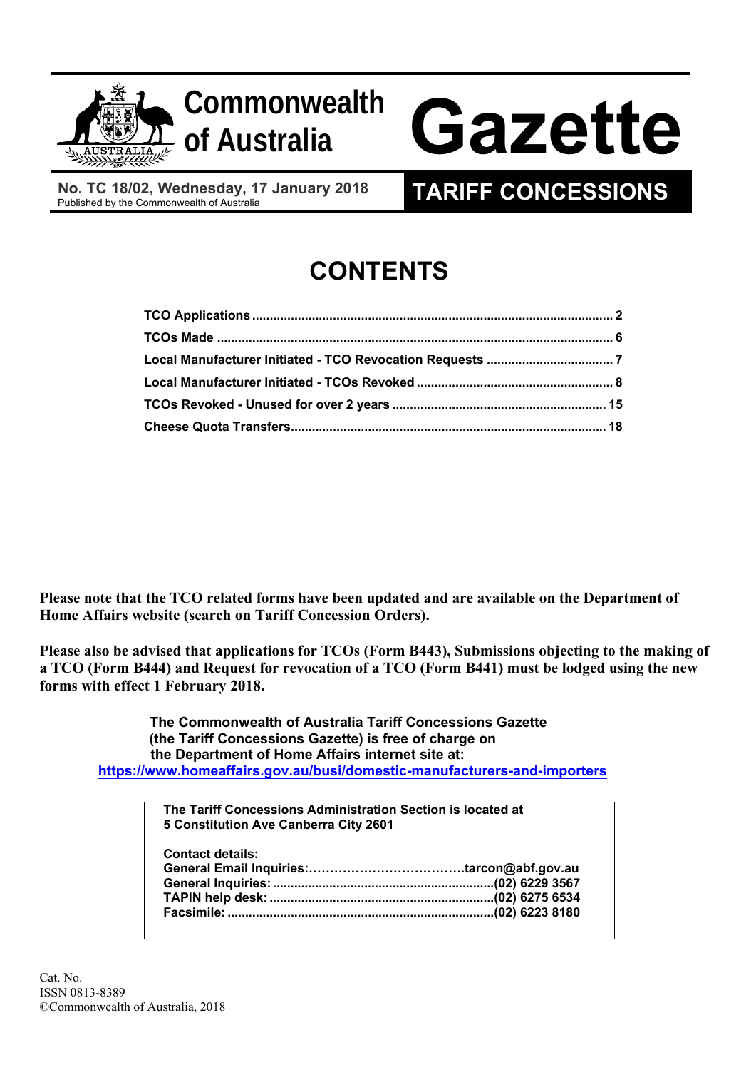# Commonwealth of Australia Gazette

**No. TC 18/02, Wednesday, 17 January 2018**
Published by the Commonwealth of Australia

# TARIFF CONCESSIONS

## CONTENTS

| | |
|---|---|
| **TCO Applications** | **2** |
| **TCOs Made** | **6** |
| **Local Manufacturer Initiated - TCO Revocation Requests** | **7** |
| **Local Manufacturer Initiated - TCOs Revoked** | **8** |
| **TCOs Revoked - Unused for over 2 years** | **15** |
| **Cheese Quota Transfers** | **18** |

**Please note that the TCO related forms have been updated and are available on the Department of Home Affairs website (search on Tariff Concession Orders).**

**Please also be advised that applications for TCOs (Form B443), Submissions objecting to the making of a TCO (Form B444) and Request for revocation of a TCO (Form B441) must be lodged using the new forms with effect 1 February 2018.**

**The Commonwealth of Australia Tariff Concessions Gazette (the Tariff Concessions Gazette) is free of charge on the Department of Home Affairs internet site at:**
**https://www.homeaffairs.gov.au/busi/domestic-manufacturers-and-importers**

**The Tariff Concessions Administration Section is located at 5 Constitution Ave Canberra City 2601**

**Contact details:**

| | |
|---|---|
| **General Email Inquiries:** | **tarcon@abf.gov.au** |
| **General Inquiries:** | **(02) 6229 3567** |
| **TAPIN help desk:** | **(02) 6275 6534** |
| **Facsimile:** | **(02) 6223 8180** |

Cat. No.
ISSN 0813-8389
©Commonwealth of Australia, 2018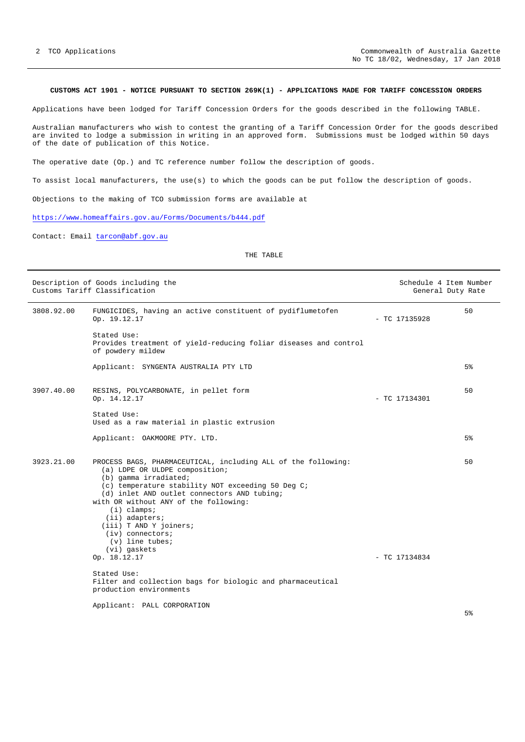**CUSTOMS ACT 1901 - NOTICE PURSUANT TO SECTION 269K(1) - APPLICATIONS MADE FOR TARIFF CONCESSION ORDERS**

Applications have been lodged for Tariff Concession Orders for the goods described in the following TABLE.

Australian manufacturers who wish to contest the granting of a Tariff Concession Order for the goods described are invited to lodge a submission in writing in an approved form. Submissions must be lodged within 50 days of the date of publication of this Notice.

The operative date (Op.) and TC reference number follow the description of goods.

To assist local manufacturers, the use(s) to which the goods can be put follow the description of goods.

Objections to the making of TCO submission forms are available at

https://www.homeaffairs.gov.au/Forms/Documents/b444.pdf

Contact: Email tarcon@abf.gov.au

THE TABLE

| Description of Goods including the Customs Tariff Classification | | | Schedule 4 Item Number / General Duty Rate |
|---|---|---|---|
| 3808.92.00 | FUNGICIDES, having an active constituent of pydiflumetofen<br>Op. 19.12.17<br><br>Stated Use:<br>Provides treatment of yield-reducing foliar diseases and control of powdery mildew<br><br>Applicant: SYNGENTA AUSTRALIA PTY LTD | - TC 17135928 | 50<br><br>5% |
| 3907.40.00 | RESINS, POLYCARBONATE, in pellet form<br>Op. 14.12.17<br><br>Stated Use:<br>Used as a raw material in plastic extrusion<br><br>Applicant: OAKMOORE PTY. LTD. | - TC 17134301 | 50<br><br>5% |
| 3923.21.00 | PROCESS BAGS, PHARMACEUTICAL, including ALL of the following:<br>(a) LDPE OR ULDPE composition;<br>(b) gamma irradiated;<br>(c) temperature stability NOT exceeding 50 Deg C;<br>(d) inlet AND outlet connectors AND tubing;<br>with OR without ANY of the following:<br>(i) clamps;<br>(ii) adapters;<br>(iii) T AND Y joiners;<br>(iv) connectors;<br>(v) line tubes;<br>(vi) gaskets<br>Op. 18.12.17<br><br>Stated Use:<br>Filter and collection bags for biologic and pharmaceutical production environments<br><br>Applicant: PALL CORPORATION | - TC 17134834 | 50<br><br>5% |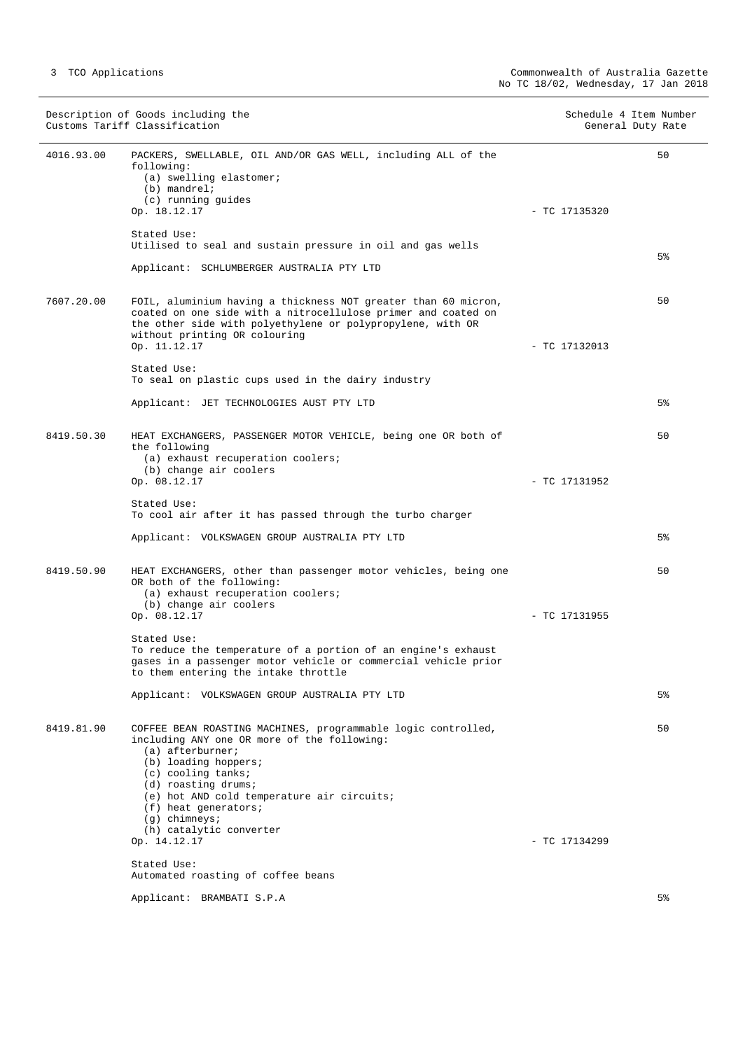| Description of Goods including the Customs Tariff Classification | | Schedule 4 Item Number | General Duty Rate |
|---|---|---|---|
| 4016.93.00 | PACKERS, SWELLABLE, OIL AND/OR GAS WELL, including ALL of the following:<br>(a) swelling elastomer;<br>(b) mandrel;<br>(c) running guides<br>Op. 18.12.17<br><br>Stated Use:<br>Utilised to seal and sustain pressure in oil and gas wells<br><br>Applicant: SCHLUMBERGER AUSTRALIA PTY LTD | - TC 17135320 | 50<br><br>5% |
| 7607.20.00 | FOIL, aluminium having a thickness NOT greater than 60 micron, coated on one side with a nitrocellulose primer and coated on the other side with polyethylene or polypropylene, with OR without printing OR colouring<br>Op. 11.12.17<br><br>Stated Use:<br>To seal on plastic cups used in the dairy industry<br><br>Applicant: JET TECHNOLOGIES AUST PTY LTD | - TC 17132013 | 50<br><br>5% |
| 8419.50.30 | HEAT EXCHANGERS, PASSENGER MOTOR VEHICLE, being one OR both of the following<br>(a) exhaust recuperation coolers;<br>(b) change air coolers<br>Op. 08.12.17<br><br>Stated Use:<br>To cool air after it has passed through the turbo charger<br><br>Applicant: VOLKSWAGEN GROUP AUSTRALIA PTY LTD | - TC 17131952 | 50<br><br>5% |
| 8419.50.90 | HEAT EXCHANGERS, other than passenger motor vehicles, being one OR both of the following:<br>(a) exhaust recuperation coolers;<br>(b) change air coolers<br>Op. 08.12.17<br><br>Stated Use:<br>To reduce the temperature of a portion of an engine's exhaust gases in a passenger motor vehicle or commercial vehicle prior to them entering the intake throttle<br><br>Applicant: VOLKSWAGEN GROUP AUSTRALIA PTY LTD | - TC 17131955 | 50<br><br>5% |
| 8419.81.90 | COFFEE BEAN ROASTING MACHINES, programmable logic controlled, including ANY one OR more of the following:<br>(a) afterburner;<br>(b) loading hoppers;<br>(c) cooling tanks;<br>(d) roasting drums;<br>(e) hot AND cold temperature air circuits;<br>(f) heat generators;<br>(g) chimneys;<br>(h) catalytic converter<br>Op. 14.12.17<br><br>Stated Use:<br>Automated roasting of coffee beans<br><br>Applicant: BRAMBATI S.P.A | - TC 17134299 | 50<br><br>5% |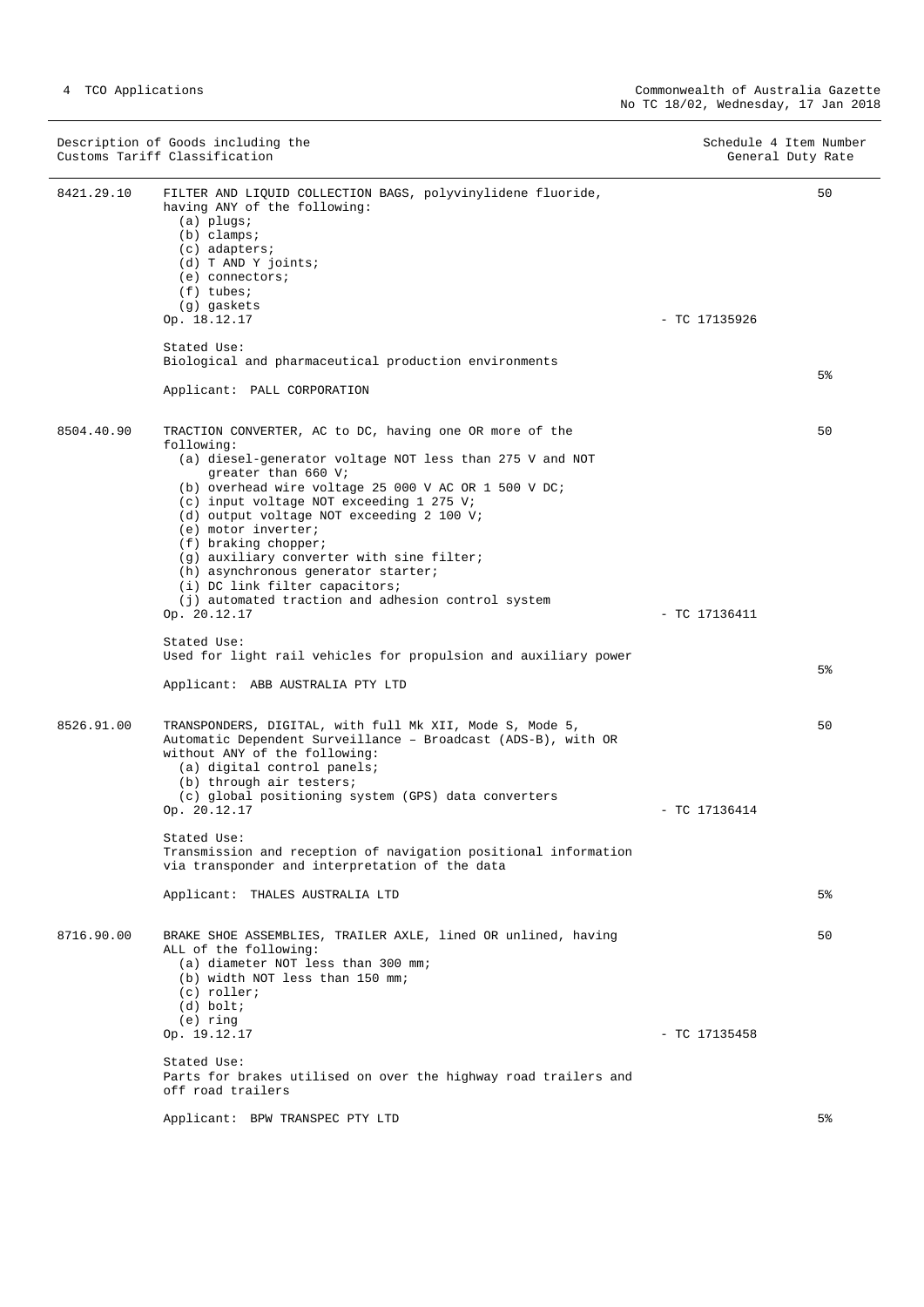| Description of Goods including the Customs Tariff Classification | | Schedule 4 Item Number General Duty Rate |
|---|---|---|
| 8421.29.10 | FILTER AND LIQUID COLLECTION BAGS, polyvinylidene fluoride, having ANY of the following:<br>(a) plugs;<br>(b) clamps;<br>(c) adapters;<br>(d) T AND Y joints;<br>(e) connectors;<br>(f) tubes;<br>(g) gaskets<br>Op. 18.12.17 - TC 17135926<br><br>Stated Use:<br>Biological and pharmaceutical production environments<br><br>Applicant: PALL CORPORATION | 50<br><br>5% |
| 8504.40.90 | TRACTION CONVERTER, AC to DC, having one OR more of the following:<br>(a) diesel-generator voltage NOT less than 275 V and NOT greater than 660 V;<br>(b) overhead wire voltage 25 000 V AC OR 1 500 V DC;<br>(c) input voltage NOT exceeding 1 275 V;<br>(d) output voltage NOT exceeding 2 100 V;<br>(e) motor inverter;<br>(f) braking chopper;<br>(g) auxiliary converter with sine filter;<br>(h) asynchronous generator starter;<br>(i) DC link filter capacitors;<br>(j) automated traction and adhesion control system<br>Op. 20.12.17 - TC 17136411<br><br>Stated Use:<br>Used for light rail vehicles for propulsion and auxiliary power<br><br>Applicant: ABB AUSTRALIA PTY LTD | 50<br><br>5% |
| 8526.91.00 | TRANSPONDERS, DIGITAL, with full Mk XII, Mode S, Mode 5, Automatic Dependent Surveillance – Broadcast (ADS-B), with OR without ANY of the following:<br>(a) digital control panels;<br>(b) through air testers;<br>(c) global positioning system (GPS) data converters<br>Op. 20.12.17 - TC 17136414<br><br>Stated Use:<br>Transmission and reception of navigation positional information via transponder and interpretation of the data<br><br>Applicant: THALES AUSTRALIA LTD | 50<br><br>5% |
| 8716.90.00 | BRAKE SHOE ASSEMBLIES, TRAILER AXLE, lined OR unlined, having ALL of the following:<br>(a) diameter NOT less than 300 mm;<br>(b) width NOT less than 150 mm;<br>(c) roller;<br>(d) bolt;<br>(e) ring<br>Op. 19.12.17 - TC 17135458<br><br>Stated Use:<br>Parts for brakes utilised on over the highway road trailers and off road trailers<br><br>Applicant: BPW TRANSPEC PTY LTD | 50<br><br>5% |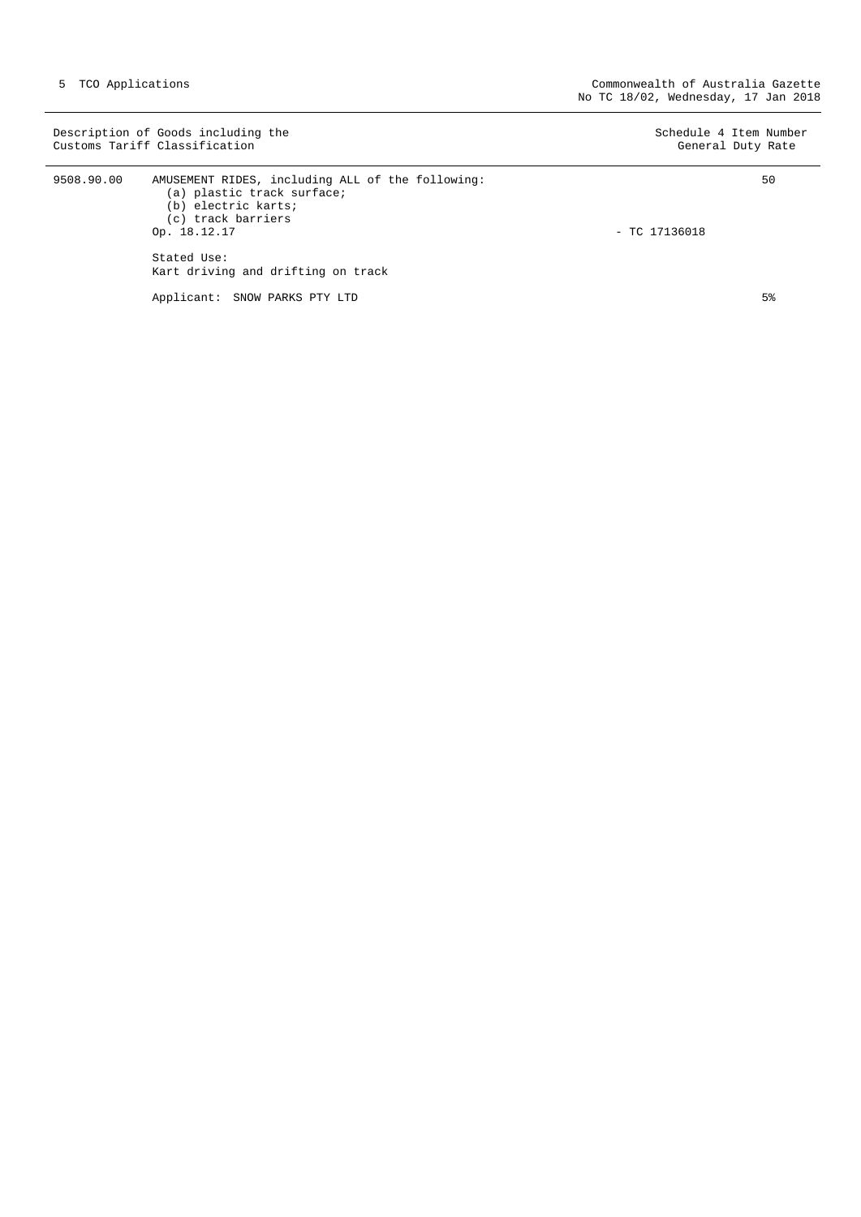| Description of Goods including the Customs Tariff Classification | | Schedule 4 Item Number General Duty Rate |
|---|---|---|
| 9508.90.00 | AMUSEMENT RIDES, including ALL of the following:<br>(a) plastic track surface;<br>(b) electric karts;<br>(c) track barriers<br>Op. 18.12.17 - TC 17136018 | 50 |
| | Stated Use:<br>Kart driving and drifting on track | |
| | Applicant: SNOW PARKS PTY LTD | 5% |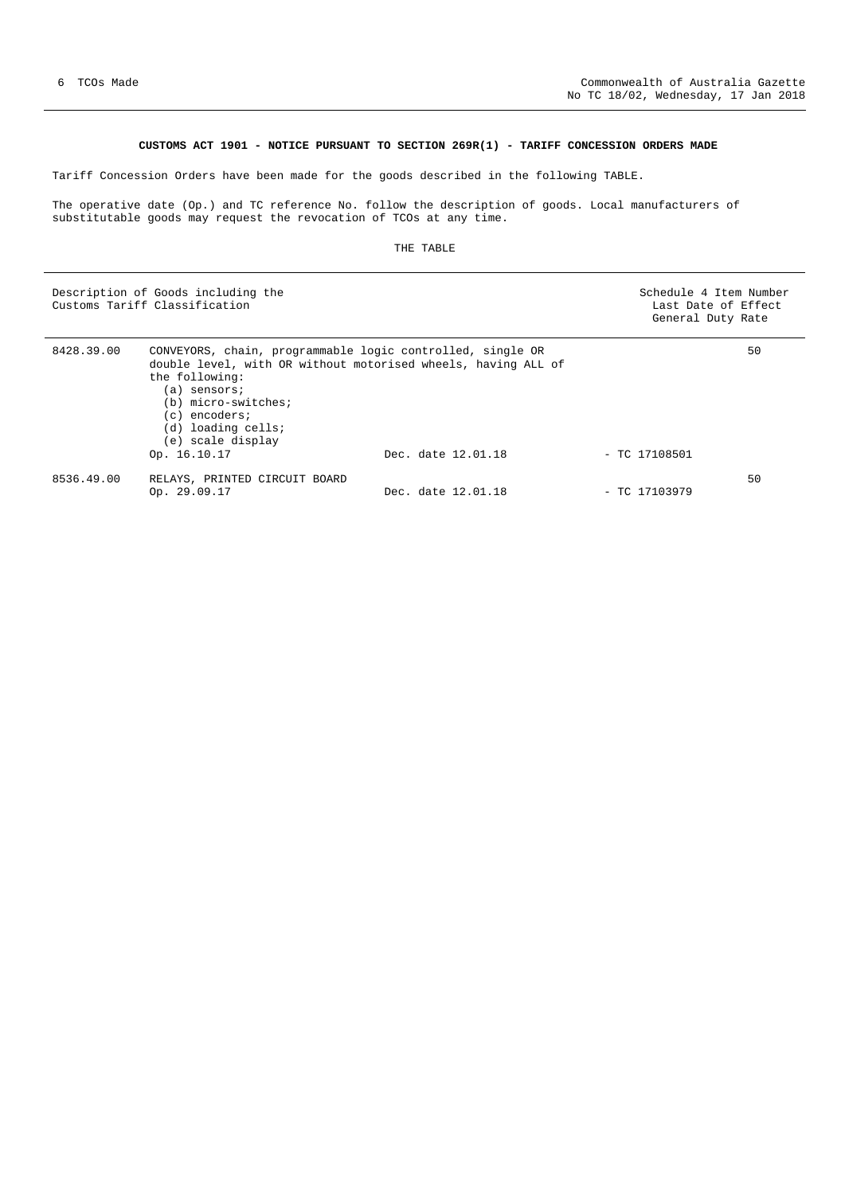## CUSTOMS ACT 1901 - NOTICE PURSUANT TO SECTION 269R(1) - TARIFF CONCESSION ORDERS MADE

Tariff Concession Orders have been made for the goods described in the following TABLE.

The operative date (Op.) and TC reference No. follow the description of goods. Local manufacturers of substitutable goods may request the revocation of TCOs at any time.

THE TABLE

| Description of Goods including the Customs Tariff Classification | | | | Schedule 4 Item Number Last Date of Effect General Duty Rate |
|---|---|---|---|---|
| 8428.39.00 | CONVEYORS, chain, programmable logic controlled, single OR double level, with OR without motorised wheels, having ALL of the following:<br>(a) sensors;<br>(b) micro-switches;<br>(c) encoders;<br>(d) loading cells;<br>(e) scale display<br>Op. 16.10.17 | Dec. date 12.01.18 | - TC 17108501 | 50 |
| 8536.49.00 | RELAYS, PRINTED CIRCUIT BOARD<br>Op. 29.09.17 | Dec. date 12.01.18 | - TC 17103979 | 50 |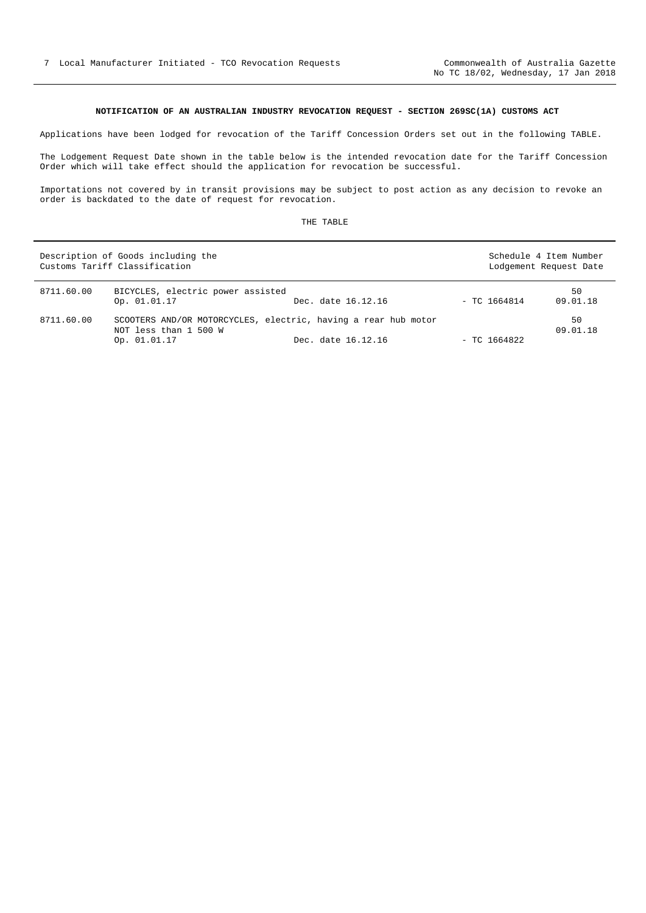## NOTIFICATION OF AN AUSTRALIAN INDUSTRY REVOCATION REQUEST - SECTION 269SC(1A) CUSTOMS ACT

Applications have been lodged for revocation of the Tariff Concession Orders set out in the following TABLE.

The Lodgement Request Date shown in the table below is the intended revocation date for the Tariff Concession Order which will take effect should the application for revocation be successful.

Importations not covered by in transit provisions may be subject to post action as any decision to revoke an order is backdated to the date of request for revocation.

THE TABLE

| Description of Goods including the Customs Tariff Classification | | | | Schedule 4 Item Number Lodgement Request Date |
|---|---|---|---|---|
| 8711.60.00 | BICYCLES, electric power assisted<br>Op. 01.01.17 | Dec. date 16.12.16 | - TC 1664814 | 50<br>09.01.18 |
| 8711.60.00 | SCOOTERS AND/OR MOTORCYCLES, electric, having a rear hub motor NOT less than 1 500 W<br>Op. 01.01.17 | Dec. date 16.12.16 | - TC 1664822 | 50<br>09.01.18 |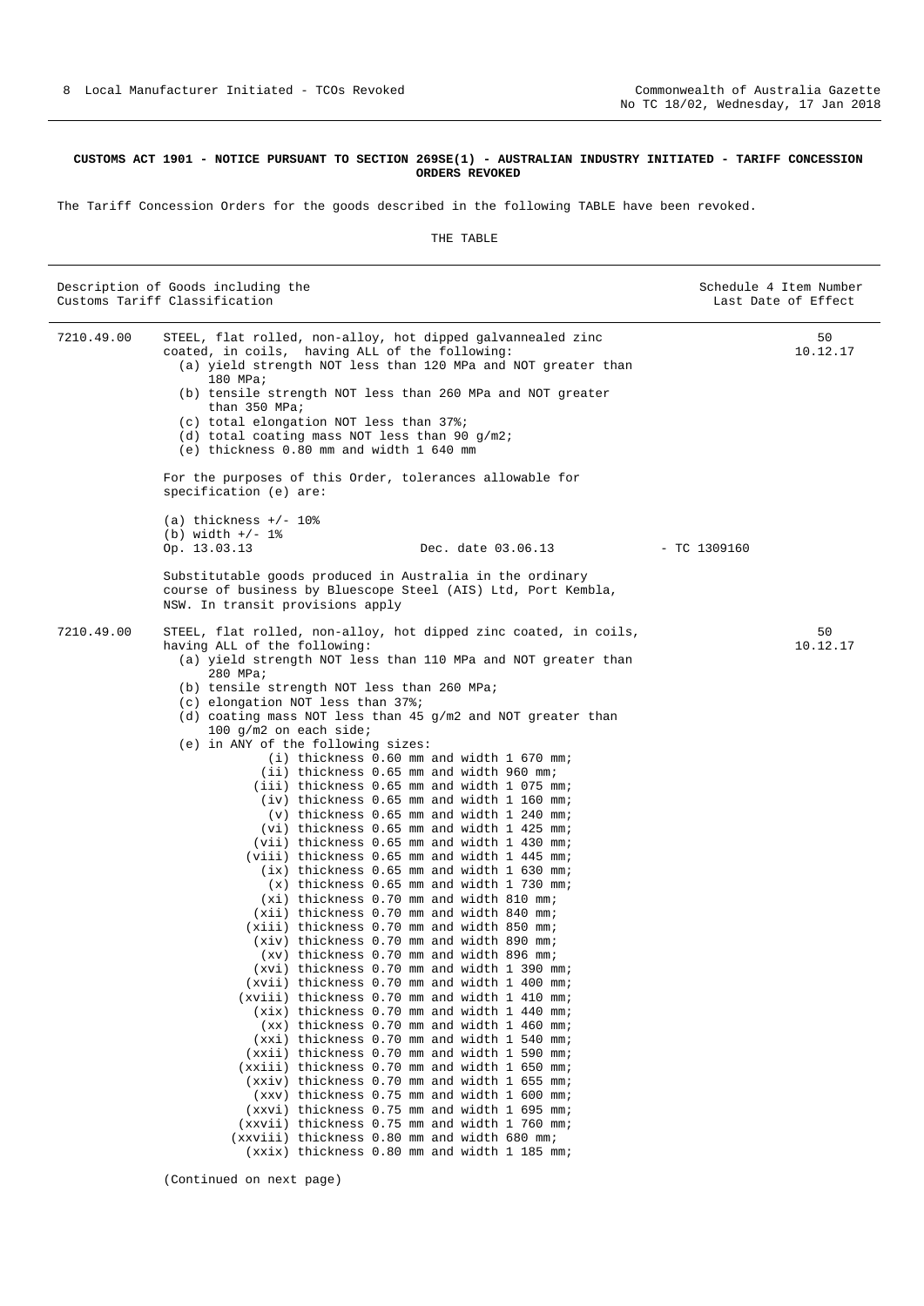**CUSTOMS ACT 1901 - NOTICE PURSUANT TO SECTION 269SE(1) - AUSTRALIAN INDUSTRY INITIATED - TARIFF CONCESSION ORDERS REVOKED**

The Tariff Concession Orders for the goods described in the following TABLE have been revoked.

THE TABLE

| Description of Goods including the Customs Tariff Classification | | Schedule 4 Item Number Last Date of Effect |
|---|---|---|
| 7210.49.00 | STEEL, flat rolled, non-alloy, hot dipped galvannealed zinc coated, in coils, having ALL of the following:<br>(a) yield strength NOT less than 120 MPa and NOT greater than 180 MPa;<br>(b) tensile strength NOT less than 260 MPa and NOT greater than 350 MPa;<br>(c) total elongation NOT less than 37%;<br>(d) total coating mass NOT less than 90 g/m2;<br>(e) thickness 0.80 mm and width 1 640 mm<br><br>For the purposes of this Order, tolerances allowable for specification (e) are:<br><br>(a) thickness +/- 10%<br>(b) width +/- 1%<br>Op. 13.03.13 Dec. date 03.06.13 - TC 1309160<br><br>Substitutable goods produced in Australia in the ordinary course of business by Bluescope Steel (AIS) Ltd, Port Kembla, NSW. In transit provisions apply | 50<br>10.12.17 |
| 7210.49.00 | STEEL, flat rolled, non-alloy, hot dipped zinc coated, in coils, having ALL of the following:<br>(a) yield strength NOT less than 110 MPa and NOT greater than 280 MPa;<br>(b) tensile strength NOT less than 260 MPa;<br>(c) elongation NOT less than 37%;<br>(d) coating mass NOT less than 45 g/m2 and NOT greater than 100 g/m2 on each side;<br>(e) in ANY of the following sizes:<br>(i) thickness 0.60 mm and width 1 670 mm;<br>(ii) thickness 0.65 mm and width 960 mm;<br>(iii) thickness 0.65 mm and width 1 075 mm;<br>(iv) thickness 0.65 mm and width 1 160 mm;<br>(v) thickness 0.65 mm and width 1 240 mm;<br>(vi) thickness 0.65 mm and width 1 425 mm;<br>(vii) thickness 0.65 mm and width 1 430 mm;<br>(viii) thickness 0.65 mm and width 1 445 mm;<br>(ix) thickness 0.65 mm and width 1 630 mm;<br>(x) thickness 0.65 mm and width 1 730 mm;<br>(xi) thickness 0.70 mm and width 810 mm;<br>(xii) thickness 0.70 mm and width 840 mm;<br>(xiii) thickness 0.70 mm and width 850 mm;<br>(xiv) thickness 0.70 mm and width 890 mm;<br>(xv) thickness 0.70 mm and width 896 mm;<br>(xvi) thickness 0.70 mm and width 1 390 mm;<br>(xvii) thickness 0.70 mm and width 1 400 mm;<br>(xviii) thickness 0.70 mm and width 1 410 mm;<br>(xix) thickness 0.70 mm and width 1 440 mm;<br>(xx) thickness 0.70 mm and width 1 460 mm;<br>(xxi) thickness 0.70 mm and width 1 540 mm;<br>(xxii) thickness 0.70 mm and width 1 590 mm;<br>(xxiii) thickness 0.70 mm and width 1 650 mm;<br>(xxiv) thickness 0.70 mm and width 1 655 mm;<br>(xxv) thickness 0.75 mm and width 1 600 mm;<br>(xxvi) thickness 0.75 mm and width 1 695 mm;<br>(xxvii) thickness 0.75 mm and width 1 760 mm;<br>(xxviii) thickness 0.80 mm and width 680 mm;<br>(xxix) thickness 0.80 mm and width 1 185 mm; | 50<br>10.12.17 |

(Continued on next page)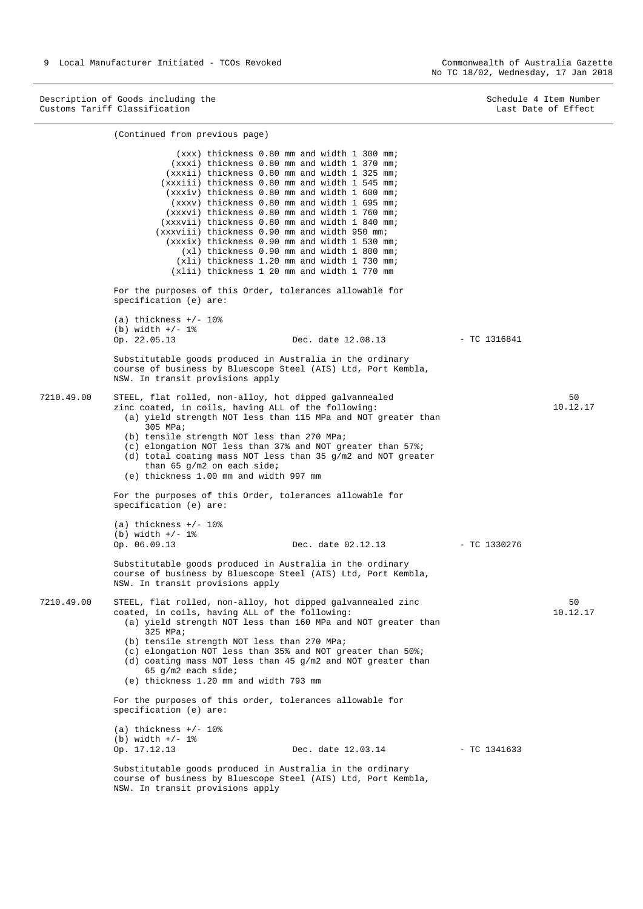| Description of Goods including the Customs Tariff Classification | | | Schedule 4 Item Number Last Date of Effect |
|---|---|---|---|

(Continued from previous page)

(xxx) thickness 0.80 mm and width 1 300 mm;
(xxxi) thickness 0.80 mm and width 1 370 mm;
(xxxii) thickness 0.80 mm and width 1 325 mm;
(xxxiii) thickness 0.80 mm and width 1 545 mm;
(xxxiv) thickness 0.80 mm and width 1 600 mm;
(xxxv) thickness 0.80 mm and width 1 695 mm;
(xxxvi) thickness 0.80 mm and width 1 760 mm;
(xxxvii) thickness 0.80 mm and width 1 840 mm;
(xxxviii) thickness 0.90 mm and width 950 mm;
(xxxix) thickness 0.90 mm and width 1 530 mm;
(xl) thickness 0.90 mm and width 1 800 mm;
(xli) thickness 1.20 mm and width 1 730 mm;
(xlii) thickness 1 20 mm and width 1 770 mm

For the purposes of this Order, tolerances allowable for specification (e) are:

(a) thickness +/- 10%
(b) width +/- 1%
Op. 22.05.13 Dec. date 12.08.13 - TC 1316841

Substitutable goods produced in Australia in the ordinary course of business by Bluescope Steel (AIS) Ltd, Port Kembla, NSW. In transit provisions apply

**7210.49.00** STEEL, flat rolled, non-alloy, hot dipped galvannealed zinc coated, in coils, having ALL of the following: **50 — 10.12.17**

(a) yield strength NOT less than 115 MPa and NOT greater than 305 MPa;
(b) tensile strength NOT less than 270 MPa;
(c) elongation NOT less than 37% and NOT greater than 57%;
(d) total coating mass NOT less than 35 g/m2 and NOT greater than 65 g/m2 on each side;
(e) thickness 1.00 mm and width 997 mm

For the purposes of this Order, tolerances allowable for specification (e) are:

(a) thickness +/- 10%
(b) width +/- 1%
Op. 06.09.13 Dec. date 02.12.13 - TC 1330276

Substitutable goods produced in Australia in the ordinary course of business by Bluescope Steel (AIS) Ltd, Port Kembla, NSW. In transit provisions apply

**7210.49.00** STEEL, flat rolled, non-alloy, hot dipped galvannealed zinc coated, in coils, having ALL of the following: **50 — 10.12.17**

(a) yield strength NOT less than 160 MPa and NOT greater than 325 MPa;
(b) tensile strength NOT less than 270 MPa;
(c) elongation NOT less than 35% and NOT greater than 50%;
(d) coating mass NOT less than 45 g/m2 and NOT greater than 65 g/m2 each side;
(e) thickness 1.20 mm and width 793 mm

For the purposes of this order, tolerances allowable for specification (e) are:

(a) thickness +/- 10%
(b) width +/- 1%
Op. 17.12.13 Dec. date 12.03.14 - TC 1341633

Substitutable goods produced in Australia in the ordinary course of business by Bluescope Steel (AIS) Ltd, Port Kembla, NSW. In transit provisions apply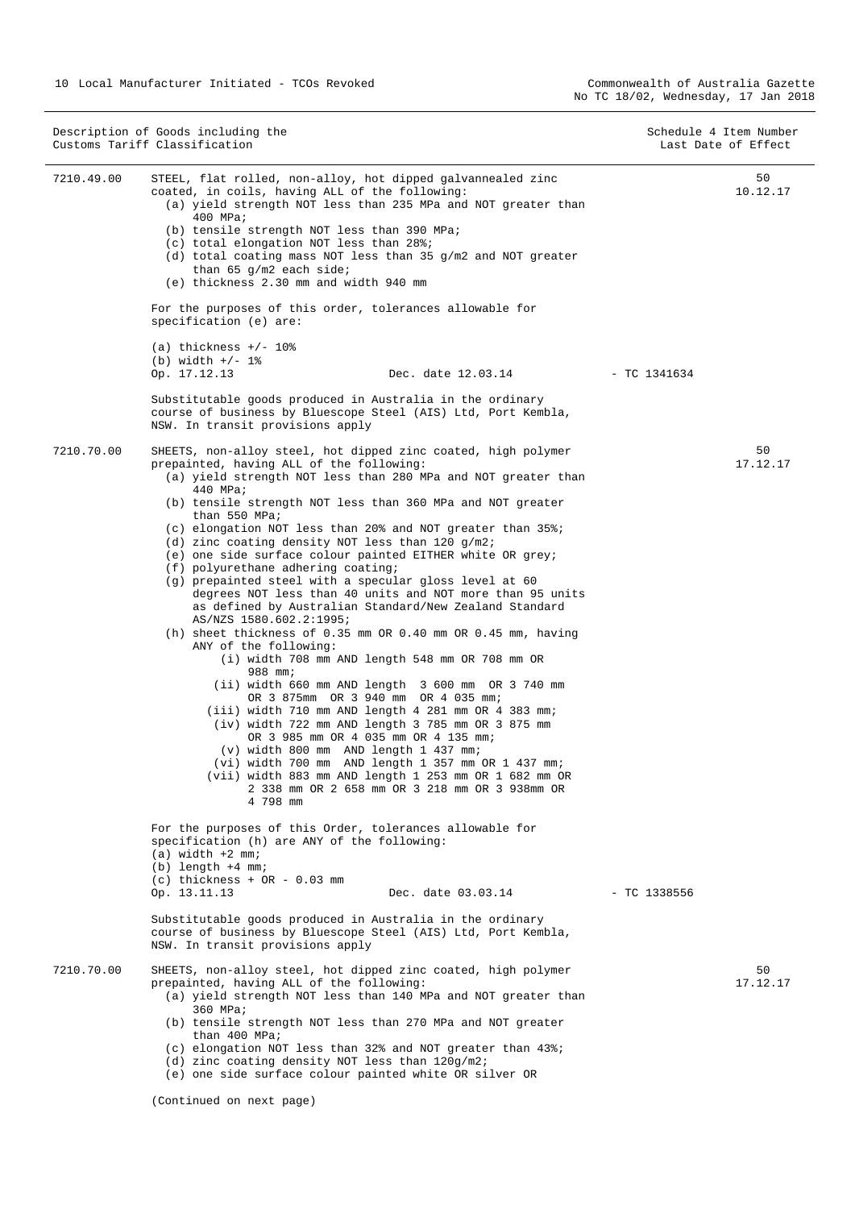| Description of Goods including the Customs Tariff Classification | | | Schedule 4 Item Number Last Date of Effect |
|---|---|---|---|

**7210.49.00** STEEL, flat rolled, non-alloy, hot dipped galvannealed zinc coated, in coils, having ALL of the following:

(a) yield strength NOT less than 235 MPa and NOT greater than 400 MPa;
(b) tensile strength NOT less than 390 MPa;
(c) total elongation NOT less than 28%;
(d) total coating mass NOT less than 35 g/m2 and NOT greater than 65 g/m2 each side;
(e) thickness 2.30 mm and width 940 mm

For the purposes of this order, tolerances allowable for specification (e) are:

(a) thickness +/- 10%
(b) width +/- 1%

Op. 17.12.13 Dec. date 12.03.14 - TC 1341634

Substitutable goods produced in Australia in the ordinary course of business by Bluescope Steel (AIS) Ltd, Port Kembla, NSW. In transit provisions apply

Schedule 4 Item Number: 50
Last Date of Effect: 10.12.17

**7210.70.00** SHEETS, non-alloy steel, hot dipped zinc coated, high polymer prepainted, having ALL of the following:

(a) yield strength NOT less than 280 MPa and NOT greater than 440 MPa;
(b) tensile strength NOT less than 360 MPa and NOT greater than 550 MPa;
(c) elongation NOT less than 20% and NOT greater than 35%;
(d) zinc coating density NOT less than 120 g/m2;
(e) one side surface colour painted EITHER white OR grey;
(f) polyurethane adhering coating;
(g) prepainted steel with a specular gloss level at 60 degrees NOT less than 40 units and NOT more than 95 units as defined by Australian Standard/New Zealand Standard AS/NZS 1580.602.2:1995;
(h) sheet thickness of 0.35 mm OR 0.40 mm OR 0.45 mm, having ANY of the following:
  (i) width 708 mm AND length 548 mm OR 708 mm OR 988 mm;
  (ii) width 660 mm AND length 3 600 mm OR 3 740 mm OR 3 875mm OR 3 940 mm OR 4 035 mm;
  (iii) width 710 mm AND length 4 281 mm OR 4 383 mm;
  (iv) width 722 mm AND length 3 785 mm OR 3 875 mm OR 3 985 mm OR 4 035 mm OR 4 135 mm;
  (v) width 800 mm AND length 1 437 mm;
  (vi) width 700 mm AND length 1 357 mm OR 1 437 mm;
  (vii) width 883 mm AND length 1 253 mm OR 1 682 mm OR 2 338 mm OR 2 658 mm OR 3 218 mm OR 3 938mm OR 4 798 mm

For the purposes of this Order, tolerances allowable for specification (h) are ANY of the following:
(a) width +2 mm;
(b) length +4 mm;
(c) thickness + OR - 0.03 mm

Op. 13.11.13 Dec. date 03.03.14 - TC 1338556

Substitutable goods produced in Australia in the ordinary course of business by Bluescope Steel (AIS) Ltd, Port Kembla, NSW. In transit provisions apply

Schedule 4 Item Number: 50
Last Date of Effect: 17.12.17

**7210.70.00** SHEETS, non-alloy steel, hot dipped zinc coated, high polymer prepainted, having ALL of the following:

(a) yield strength NOT less than 140 MPa and NOT greater than 360 MPa;
(b) tensile strength NOT less than 270 MPa and NOT greater than 400 MPa;
(c) elongation NOT less than 32% and NOT greater than 43%;
(d) zinc coating density NOT less than 120g/m2;
(e) one side surface colour painted white OR silver OR

(Continued on next page)

Schedule 4 Item Number: 50
Last Date of Effect: 17.12.17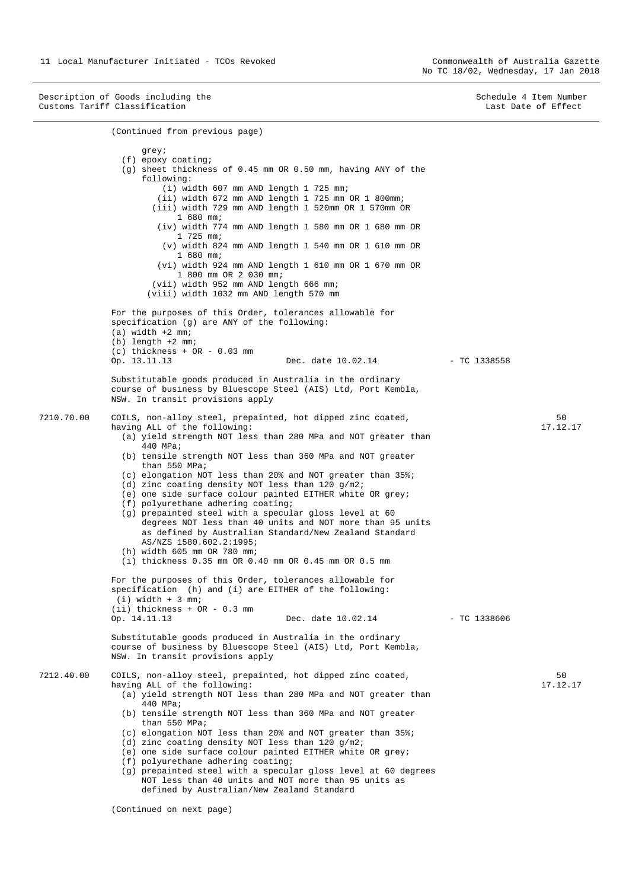Description of Goods including the Customs Tariff Classification | Schedule 4 Item Number / Last Date of Effect

(Continued from previous page)

grey;
(f) epoxy coating;
(g) sheet thickness of 0.45 mm OR 0.50 mm, having ANY of the following:
(i) width 607 mm AND length 1 725 mm;
(ii) width 672 mm AND length 1 725 mm OR 1 800mm;
(iii) width 729 mm AND length 1 520mm OR 1 570mm OR 1 680 mm;
(iv) width 774 mm AND length 1 580 mm OR 1 680 mm OR 1 725 mm;
(v) width 824 mm AND length 1 540 mm OR 1 610 mm OR 1 680 mm;
(vi) width 924 mm AND length 1 610 mm OR 1 670 mm OR 1 800 mm OR 2 030 mm;
(vii) width 952 mm AND length 666 mm;
(viii) width 1032 mm AND length 570 mm

For the purposes of this Order, tolerances allowable for specification (g) are ANY of the following:
(a) width +2 mm;
(b) length +2 mm;
(c) thickness + OR - 0.03 mm
Op. 13.11.13 Dec. date 10.02.14 - TC 1338558

Substitutable goods produced in Australia in the ordinary course of business by Bluescope Steel (AIS) Ltd, Port Kembla, NSW. In transit provisions apply

**7210.70.00** COILS, non-alloy steel, prepainted, hot dipped zinc coated, having ALL of the following: — **50** — **17.12.17**
(a) yield strength NOT less than 280 MPa and NOT greater than 440 MPa;
(b) tensile strength NOT less than 360 MPa and NOT greater than 550 MPa;
(c) elongation NOT less than 20% and NOT greater than 35%;
(d) zinc coating density NOT less than 120 g/m2;
(e) one side surface colour painted EITHER white OR grey;
(f) polyurethane adhering coating;
(g) prepainted steel with a specular gloss level at 60 degrees NOT less than 40 units and NOT more than 95 units as defined by Australian Standard/New Zealand Standard AS/NZS 1580.602.2:1995;
(h) width 605 mm OR 780 mm;
(i) thickness 0.35 mm OR 0.40 mm OR 0.45 mm OR 0.5 mm

For the purposes of this Order, tolerances allowable for specification (h) and (i) are EITHER of the following:
(i) width + 3 mm;
(ii) thickness + OR - 0.3 mm
Op. 14.11.13 Dec. date 10.02.14 - TC 1338606

Substitutable goods produced in Australia in the ordinary course of business by Bluescope Steel (AIS) Ltd, Port Kembla, NSW. In transit provisions apply

**7212.40.00** COILS, non-alloy steel, prepainted, hot dipped zinc coated, having ALL of the following: — **50** — **17.12.17**
(a) yield strength NOT less than 280 MPa and NOT greater than 440 MPa;
(b) tensile strength NOT less than 360 MPa and NOT greater than 550 MPa;
(c) elongation NOT less than 20% and NOT greater than 35%;
(d) zinc coating density NOT less than 120 g/m2;
(e) one side surface colour painted EITHER white OR grey;
(f) polyurethane adhering coating;
(g) prepainted steel with a specular gloss level at 60 degrees NOT less than 40 units and NOT more than 95 units as defined by Australian/New Zealand Standard

(Continued on next page)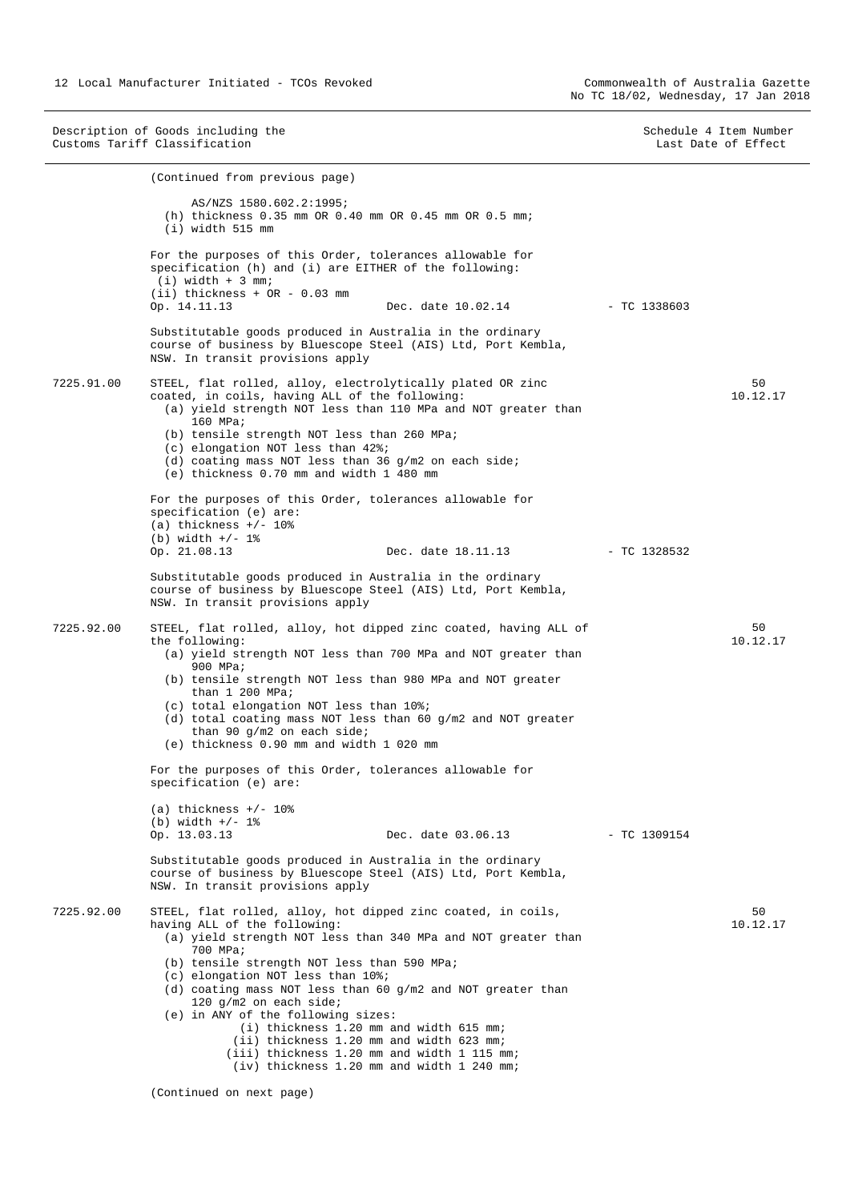| Description of Goods including the Customs Tariff Classification | | Schedule 4 Item Number Last Date of Effect |
|---|---|---|

(Continued from previous page)

AS/NZS 1580.602.2:1995;
(h) thickness 0.35 mm OR 0.40 mm OR 0.45 mm OR 0.5 mm;
(i) width 515 mm

For the purposes of this Order, tolerances allowable for specification (h) and (i) are EITHER of the following:
(i) width + 3 mm;
(ii) thickness + OR - 0.03 mm
Op. 14.11.13 Dec. date 10.02.14 - TC 1338603

Substitutable goods produced in Australia in the ordinary course of business by Bluescope Steel (AIS) Ltd, Port Kembla, NSW. In transit provisions apply

**7225.91.00** — 50 — 10.12.17

STEEL, flat rolled, alloy, electrolytically plated OR zinc coated, in coils, having ALL of the following:
(a) yield strength NOT less than 110 MPa and NOT greater than 160 MPa;
(b) tensile strength NOT less than 260 MPa;
(c) elongation NOT less than 42%;
(d) coating mass NOT less than 36 g/m2 on each side;
(e) thickness 0.70 mm and width 1 480 mm

For the purposes of this Order, tolerances allowable for specification (e) are:
(a) thickness +/- 10%
(b) width +/- 1%
Op. 21.08.13 Dec. date 18.11.13 - TC 1328532

Substitutable goods produced in Australia in the ordinary course of business by Bluescope Steel (AIS) Ltd, Port Kembla, NSW. In transit provisions apply

**7225.92.00** — 50 — 10.12.17

STEEL, flat rolled, alloy, hot dipped zinc coated, having ALL of the following:
(a) yield strength NOT less than 700 MPa and NOT greater than 900 MPa;
(b) tensile strength NOT less than 980 MPa and NOT greater than 1 200 MPa;
(c) total elongation NOT less than 10%;
(d) total coating mass NOT less than 60 g/m2 and NOT greater than 90 g/m2 on each side;
(e) thickness 0.90 mm and width 1 020 mm

For the purposes of this Order, tolerances allowable for specification (e) are:

(a) thickness +/- 10%
(b) width +/- 1%
Op. 13.03.13 Dec. date 03.06.13 - TC 1309154

Substitutable goods produced in Australia in the ordinary course of business by Bluescope Steel (AIS) Ltd, Port Kembla, NSW. In transit provisions apply

**7225.92.00** — 50 — 10.12.17

STEEL, flat rolled, alloy, hot dipped zinc coated, in coils, having ALL of the following:
(a) yield strength NOT less than 340 MPa and NOT greater than 700 MPa;
(b) tensile strength NOT less than 590 MPa;
(c) elongation NOT less than 10%;
(d) coating mass NOT less than 60 g/m2 and NOT greater than 120 g/m2 on each side;
(e) in ANY of the following sizes:
(i) thickness 1.20 mm and width 615 mm;
(ii) thickness 1.20 mm and width 623 mm;
(iii) thickness 1.20 mm and width 1 115 mm;
(iv) thickness 1.20 mm and width 1 240 mm;

(Continued on next page)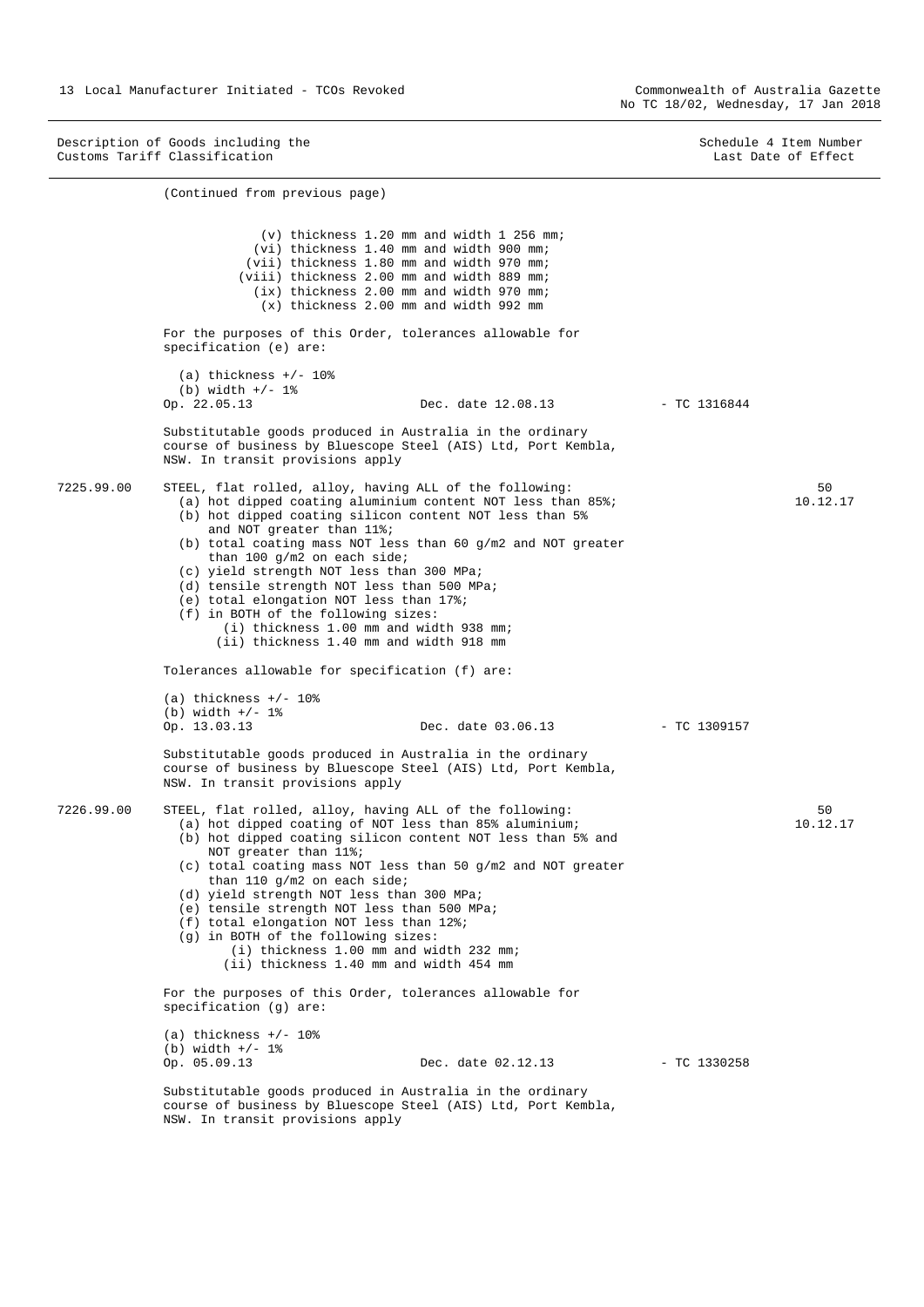| Description of Goods including the Customs Tariff Classification | | | Schedule 4 Item Number Last Date of Effect |
|---|---|---|---|
| | (Continued from previous page)<br><br>(v) thickness 1.20 mm and width 1 256 mm;<br>(vi) thickness 1.40 mm and width 900 mm;<br>(vii) thickness 1.80 mm and width 970 mm;<br>(viii) thickness 2.00 mm and width 889 mm;<br>(ix) thickness 2.00 mm and width 970 mm;<br>(x) thickness 2.00 mm and width 992 mm<br><br>For the purposes of this Order, tolerances allowable for specification (e) are:<br><br>(a) thickness +/- 10%<br>(b) width +/- 1%<br>Op. 22.05.13 Dec. date 12.08.13 | - TC 1316844 | |
| | Substitutable goods produced in Australia in the ordinary course of business by Bluescope Steel (AIS) Ltd, Port Kembla, NSW. In transit provisions apply | | |
| 7225.99.00 | STEEL, flat rolled, alloy, having ALL of the following:<br>(a) hot dipped coating aluminium content NOT less than 85%;<br>(b) hot dipped coating silicon content NOT less than 5% and NOT greater than 11%;<br>(b) total coating mass NOT less than 60 g/m2 and NOT greater than 100 g/m2 on each side;<br>(c) yield strength NOT less than 300 MPa;<br>(d) tensile strength NOT less than 500 MPa;<br>(e) total elongation NOT less than 17%;<br>(f) in BOTH of the following sizes:<br>(i) thickness 1.00 mm and width 938 mm;<br>(ii) thickness 1.40 mm and width 918 mm<br><br>Tolerances allowable for specification (f) are:<br><br>(a) thickness +/- 10%<br>(b) width +/- 1%<br>Op. 13.03.13 Dec. date 03.06.13 | - TC 1309157 | 50<br>10.12.17 |
| | Substitutable goods produced in Australia in the ordinary course of business by Bluescope Steel (AIS) Ltd, Port Kembla, NSW. In transit provisions apply | | |
| 7226.99.00 | STEEL, flat rolled, alloy, having ALL of the following:<br>(a) hot dipped coating of NOT less than 85% aluminium;<br>(b) hot dipped coating silicon content NOT less than 5% and NOT greater than 11%;<br>(c) total coating mass NOT less than 50 g/m2 and NOT greater than 110 g/m2 on each side;<br>(d) yield strength NOT less than 300 MPa;<br>(e) tensile strength NOT less than 500 MPa;<br>(f) total elongation NOT less than 12%;<br>(g) in BOTH of the following sizes:<br>(i) thickness 1.00 mm and width 232 mm;<br>(ii) thickness 1.40 mm and width 454 mm<br><br>For the purposes of this Order, tolerances allowable for specification (g) are:<br><br>(a) thickness +/- 10%<br>(b) width +/- 1%<br>Op. 05.09.13 Dec. date 02.12.13 | - TC 1330258 | 50<br>10.12.17 |
| | Substitutable goods produced in Australia in the ordinary course of business by Bluescope Steel (AIS) Ltd, Port Kembla, NSW. In transit provisions apply | | |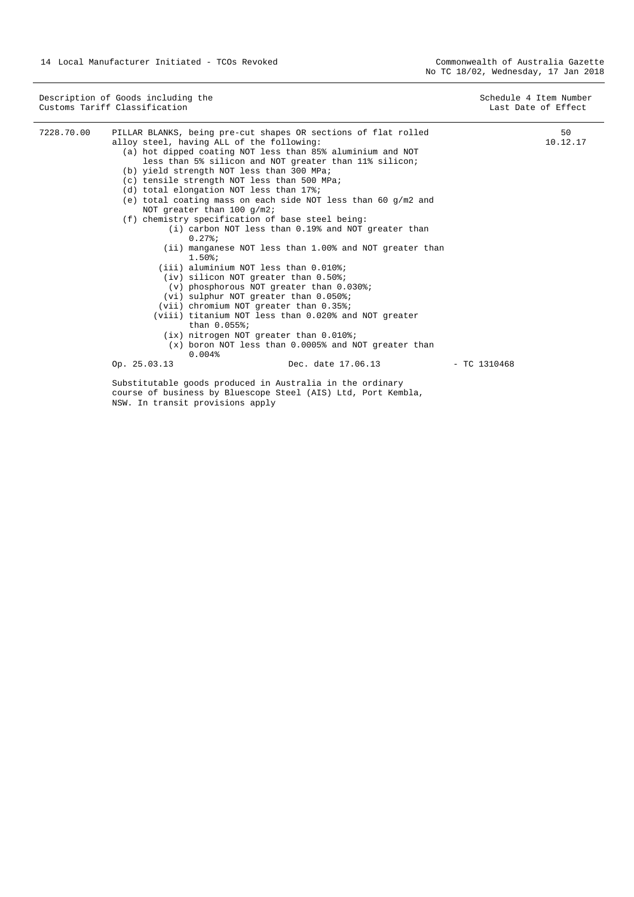| Description of Goods including the Customs Tariff Classification | | Schedule 4 Item Number Last Date of Effect |
|---|---|---|
| 7228.70.00 | PILLAR BLANKS, being pre-cut shapes OR sections of flat rolled alloy steel, having ALL of the following:<br>(a) hot dipped coating NOT less than 85% aluminium and NOT less than 5% silicon and NOT greater than 11% silicon;<br>(b) yield strength NOT less than 300 MPa;<br>(c) tensile strength NOT less than 500 MPa;<br>(d) total elongation NOT less than 17%;<br>(e) total coating mass on each side NOT less than 60 g/m2 and NOT greater than 100 g/m2;<br>(f) chemistry specification of base steel being:<br>(i) carbon NOT less than 0.19% and NOT greater than 0.27%;<br>(ii) manganese NOT less than 1.00% and NOT greater than 1.50%;<br>(iii) aluminium NOT less than 0.010%;<br>(iv) silicon NOT greater than 0.50%;<br>(v) phosphorous NOT greater than 0.030%;<br>(vi) sulphur NOT greater than 0.050%;<br>(vii) chromium NOT greater than 0.35%;<br>(viii) titanium NOT less than 0.020% and NOT greater than 0.055%;<br>(ix) nitrogen NOT greater than 0.010%;<br>(x) boron NOT less than 0.0005% and NOT greater than 0.004%<br>Op. 25.03.13 Dec. date 17.06.13 - TC 1310468<br><br>Substitutable goods produced in Australia in the ordinary course of business by Bluescope Steel (AIS) Ltd, Port Kembla, NSW. In transit provisions apply | 50<br>10.12.17 |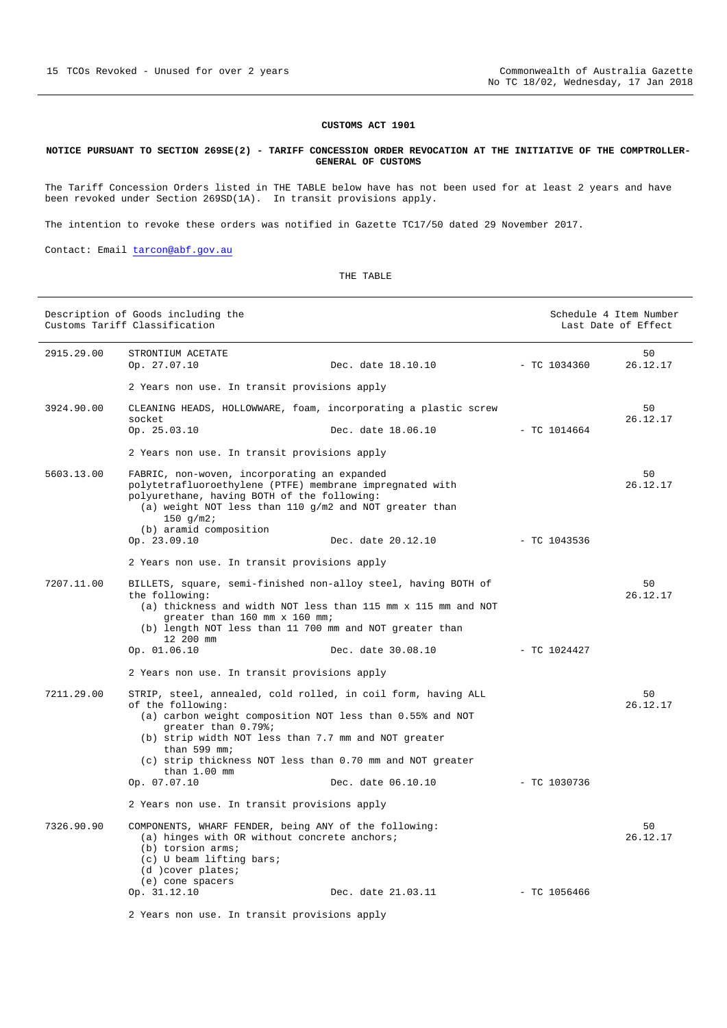**CUSTOMS ACT 1901**

**NOTICE PURSUANT TO SECTION 269SE(2) - TARIFF CONCESSION ORDER REVOCATION AT THE INITIATIVE OF THE COMPTROLLER-GENERAL OF CUSTOMS**

The Tariff Concession Orders listed in THE TABLE below have has not been used for at least 2 years and have been revoked under Section 269SD(1A). In transit provisions apply.

The intention to revoke these orders was notified in Gazette TC17/50 dated 29 November 2017.

Contact: Email tarcon@abf.gov.au

THE TABLE

| Description of Goods including the Customs Tariff Classification | | | | Schedule 4 Item Number Last Date of Effect |
|---|---|---|---|---|
| 2915.29.00 | STRONTIUM ACETATE<br>Op. 27.07.10 | Dec. date 18.10.10 | - TC 1034360 | 50<br>26.12.17 |
| | 2 Years non use. In transit provisions apply | | | |
| 3924.90.00 | CLEANING HEADS, HOLLOWWARE, foam, incorporating a plastic screw socket<br>Op. 25.03.10 | Dec. date 18.06.10 | - TC 1014664 | 50<br>26.12.17 |
| | 2 Years non use. In transit provisions apply | | | |
| 5603.13.00 | FABRIC, non-woven, incorporating an expanded polytetrafluoroethylene (PTFE) membrane impregnated with polyurethane, having BOTH of the following:<br>(a) weight NOT less than 110 g/m2 and NOT greater than 150 g/m2;<br>(b) aramid composition<br>Op. 23.09.10 | Dec. date 20.12.10 | - TC 1043536 | 50<br>26.12.17 |
| | 2 Years non use. In transit provisions apply | | | |
| 7207.11.00 | BILLETS, square, semi-finished non-alloy steel, having BOTH of the following:<br>(a) thickness and width NOT less than 115 mm x 115 mm and NOT greater than 160 mm x 160 mm;<br>(b) length NOT less than 11 700 mm and NOT greater than 12 200 mm<br>Op. 01.06.10 | Dec. date 30.08.10 | - TC 1024427 | 50<br>26.12.17 |
| | 2 Years non use. In transit provisions apply | | | |
| 7211.29.00 | STRIP, steel, annealed, cold rolled, in coil form, having ALL of the following:<br>(a) carbon weight composition NOT less than 0.55% and NOT greater than 0.79%;<br>(b) strip width NOT less than 7.7 mm and NOT greater than 599 mm;<br>(c) strip thickness NOT less than 0.70 mm and NOT greater than 1.00 mm<br>Op. 07.07.10 | Dec. date 06.10.10 | - TC 1030736 | 50<br>26.12.17 |
| | 2 Years non use. In transit provisions apply | | | |
| 7326.90.90 | COMPONENTS, WHARF FENDER, being ANY of the following:<br>(a) hinges with OR without concrete anchors;<br>(b) torsion arms;<br>(c) U beam lifting bars;<br>(d )cover plates;<br>(e) cone spacers<br>Op. 31.12.10 | Dec. date 21.03.11 | - TC 1056466 | 50<br>26.12.17 |
| | 2 Years non use. In transit provisions apply | | | |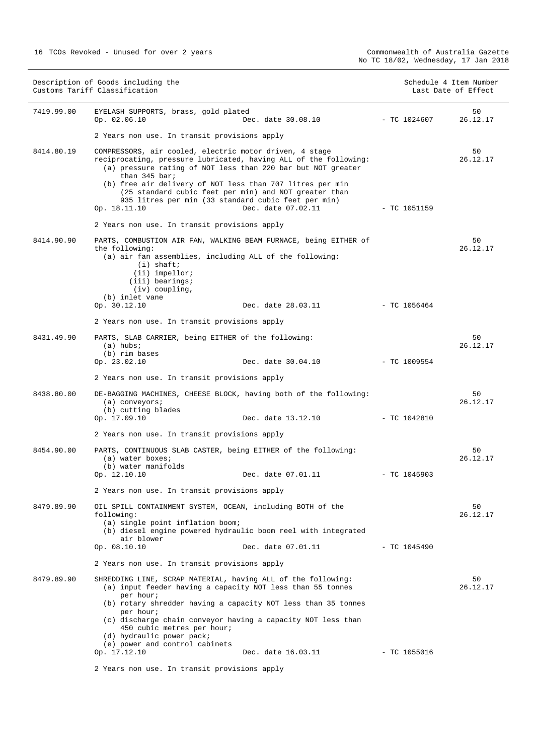| Description of Goods including the Customs Tariff Classification | | | | Schedule 4 Item Number Last Date of Effect |
|---|---|---|---|---|
| 7419.99.00 | EYELASH SUPPORTS, brass, gold plated<br>Op. 02.06.10 | Dec. date 30.08.10 | - TC 1024607 | 50<br>26.12.17 |
| | 2 Years non use. In transit provisions apply | | | |
| 8414.80.19 | COMPRESSORS, air cooled, electric motor driven, 4 stage reciprocating, pressure lubricated, having ALL of the following:<br>(a) pressure rating of NOT less than 220 bar but NOT greater than 345 bar;<br>(b) free air delivery of NOT less than 707 litres per min (25 standard cubic feet per min) and NOT greater than 935 litres per min (33 standard cubic feet per min)<br>Op. 18.11.10 | Dec. date 07.02.11 | - TC 1051159 | 50<br>26.12.17 |
| | 2 Years non use. In transit provisions apply | | | |
| 8414.90.90 | PARTS, COMBUSTION AIR FAN, WALKING BEAM FURNACE, being EITHER of the following:<br>(a) air fan assemblies, including ALL of the following:<br>(i) shaft;<br>(ii) impellor;<br>(iii) bearings;<br>(iv) coupling,<br>(b) inlet vane<br>Op. 30.12.10 | Dec. date 28.03.11 | - TC 1056464 | 50<br>26.12.17 |
| | 2 Years non use. In transit provisions apply | | | |
| 8431.49.90 | PARTS, SLAB CARRIER, being EITHER of the following:<br>(a) hubs;<br>(b) rim bases<br>Op. 23.02.10 | Dec. date 30.04.10 | - TC 1009554 | 50<br>26.12.17 |
| | 2 Years non use. In transit provisions apply | | | |
| 8438.80.00 | DE-BAGGING MACHINES, CHEESE BLOCK, having both of the following:<br>(a) conveyors;<br>(b) cutting blades<br>Op. 17.09.10 | Dec. date 13.12.10 | - TC 1042810 | 50<br>26.12.17 |
| | 2 Years non use. In transit provisions apply | | | |
| 8454.90.00 | PARTS, CONTINUOUS SLAB CASTER, being EITHER of the following:<br>(a) water boxes;<br>(b) water manifolds<br>Op. 12.10.10 | Dec. date 07.01.11 | - TC 1045903 | 50<br>26.12.17 |
| | 2 Years non use. In transit provisions apply | | | |
| 8479.89.90 | OIL SPILL CONTAINMENT SYSTEM, OCEAN, including BOTH of the following:<br>(a) single point inflation boom;<br>(b) diesel engine powered hydraulic boom reel with integrated air blower<br>Op. 08.10.10 | Dec. date 07.01.11 | - TC 1045490 | 50<br>26.12.17 |
| | 2 Years non use. In transit provisions apply | | | |
| 8479.89.90 | SHREDDING LINE, SCRAP MATERIAL, having ALL of the following:<br>(a) input feeder having a capacity NOT less than 55 tonnes per hour;<br>(b) rotary shredder having a capacity NOT less than 35 tonnes per hour;<br>(c) discharge chain conveyor having a capacity NOT less than 450 cubic metres per hour;<br>(d) hydraulic power pack;<br>(e) power and control cabinets<br>Op. 17.12.10 | Dec. date 16.03.11 | - TC 1055016 | 50<br>26.12.17 |
| | 2 Years non use. In transit provisions apply | | | |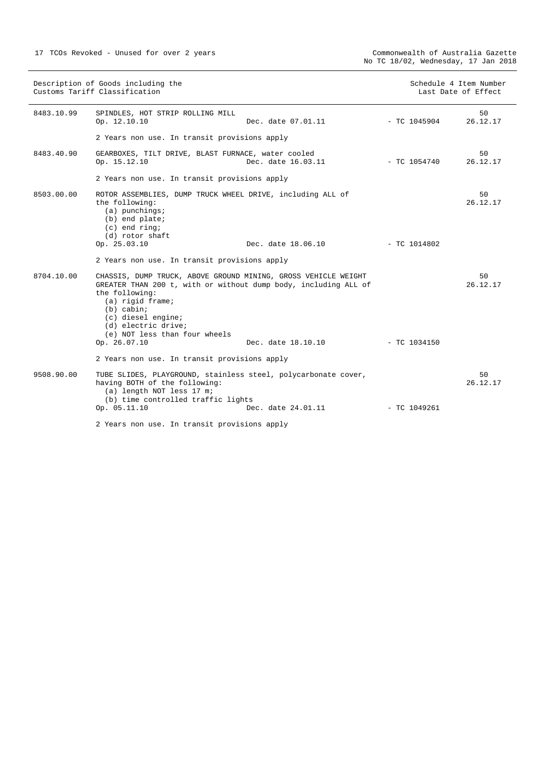| Description of Goods including the Customs Tariff Classification | | | | Schedule 4 Item Number Last Date of Effect |
|---|---|---|---|---|
| 8483.10.99 | SPINDLES, HOT STRIP ROLLING MILL<br>Op. 12.10.10 | Dec. date 07.01.11 | - TC 1045904 | 50<br>26.12.17 |
| | 2 Years non use. In transit provisions apply | | | |
| 8483.40.90 | GEARBOXES, TILT DRIVE, BLAST FURNACE, water cooled<br>Op. 15.12.10 | Dec. date 16.03.11 | - TC 1054740 | 50<br>26.12.17 |
| | 2 Years non use. In transit provisions apply | | | |
| 8503.00.00 | ROTOR ASSEMBLIES, DUMP TRUCK WHEEL DRIVE, including ALL of the following:<br>(a) punchings;<br>(b) end plate;<br>(c) end ring;<br>(d) rotor shaft<br>Op. 25.03.10 | Dec. date 18.06.10 | - TC 1014802 | 50<br>26.12.17 |
| | 2 Years non use. In transit provisions apply | | | |
| 8704.10.00 | CHASSIS, DUMP TRUCK, ABOVE GROUND MINING, GROSS VEHICLE WEIGHT GREATER THAN 200 t, with or without dump body, including ALL of the following:<br>(a) rigid frame;<br>(b) cabin;<br>(c) diesel engine;<br>(d) electric drive;<br>(e) NOT less than four wheels<br>Op. 26.07.10 | Dec. date 18.10.10 | - TC 1034150 | 50<br>26.12.17 |
| | 2 Years non use. In transit provisions apply | | | |
| 9508.90.00 | TUBE SLIDES, PLAYGROUND, stainless steel, polycarbonate cover, having BOTH of the following:<br>(a) length NOT less 17 m;<br>(b) time controlled traffic lights<br>Op. 05.11.10 | Dec. date 24.01.11 | - TC 1049261 | 50<br>26.12.17 |
| | 2 Years non use. In transit provisions apply | | | |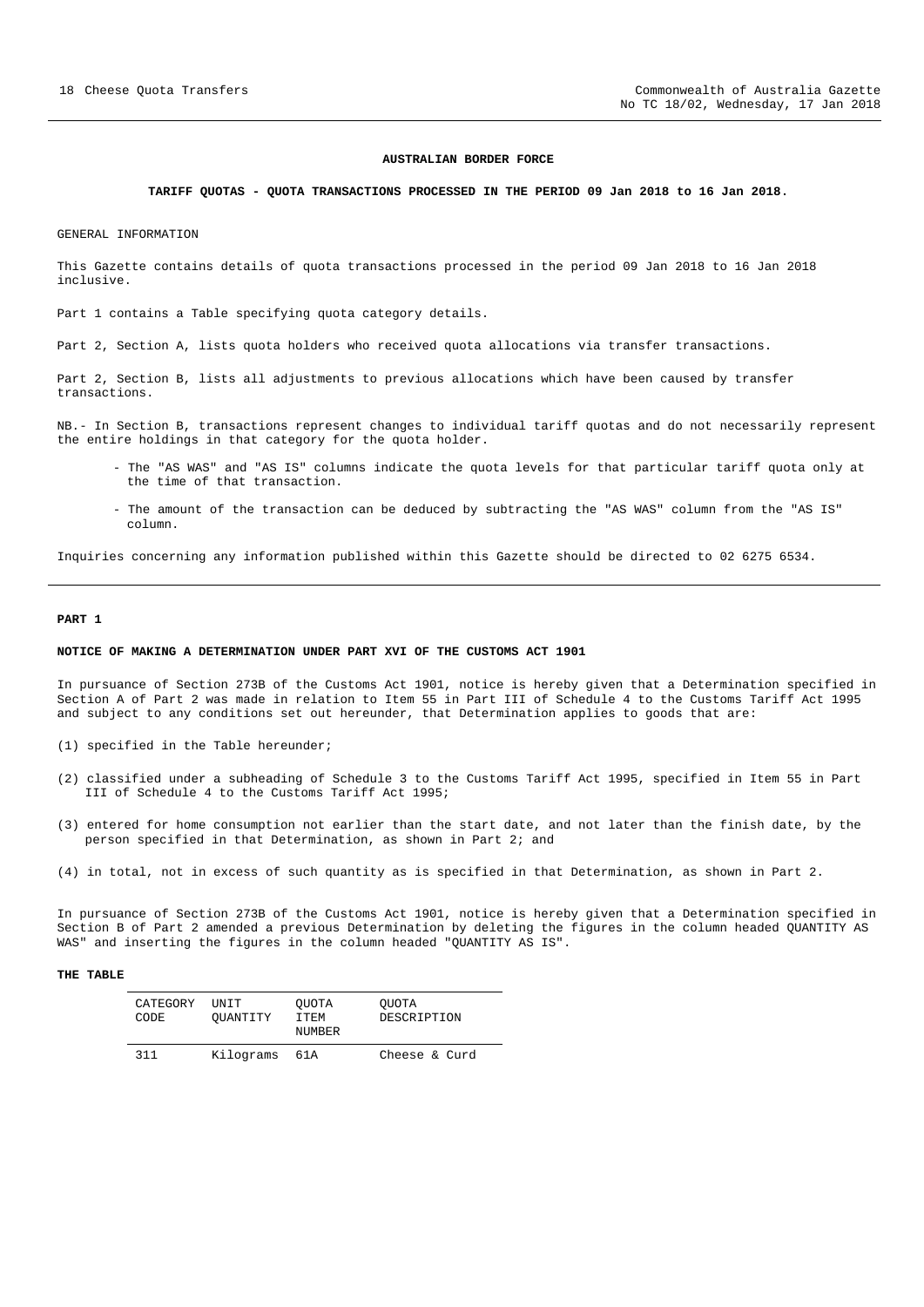## AUSTRALIAN BORDER FORCE

### TARIFF QUOTAS - QUOTA TRANSACTIONS PROCESSED IN THE PERIOD 09 Jan 2018 to 16 Jan 2018.

GENERAL INFORMATION

This Gazette contains details of quota transactions processed in the period 09 Jan 2018 to 16 Jan 2018 inclusive.

Part 1 contains a Table specifying quota category details.

Part 2, Section A, lists quota holders who received quota allocations via transfer transactions.

Part 2, Section B, lists all adjustments to previous allocations which have been caused by transfer transactions.

NB.- In Section B, transactions represent changes to individual tariff quotas and do not necessarily represent the entire holdings in that category for the quota holder.

- The "AS WAS" and "AS IS" columns indicate the quota levels for that particular tariff quota only at the time of that transaction.
- The amount of the transaction can be deduced by subtracting the "AS WAS" column from the "AS IS" column.

Inquiries concerning any information published within this Gazette should be directed to 02 6275 6534.

---

## PART 1

### NOTICE OF MAKING A DETERMINATION UNDER PART XVI OF THE CUSTOMS ACT 1901

In pursuance of Section 273B of the Customs Act 1901, notice is hereby given that a Determination specified in Section A of Part 2 was made in relation to Item 55 in Part III of Schedule 4 to the Customs Tariff Act 1995 and subject to any conditions set out hereunder, that Determination applies to goods that are:

(1) specified in the Table hereunder;

(2) classified under a subheading of Schedule 3 to the Customs Tariff Act 1995, specified in Item 55 in Part III of Schedule 4 to the Customs Tariff Act 1995;

(3) entered for home consumption not earlier than the start date, and not later than the finish date, by the person specified in that Determination, as shown in Part 2; and

(4) in total, not in excess of such quantity as is specified in that Determination, as shown in Part 2.

In pursuance of Section 273B of the Customs Act 1901, notice is hereby given that a Determination specified in Section B of Part 2 amended a previous Determination by deleting the figures in the column headed QUANTITY AS WAS" and inserting the figures in the column headed "QUANTITY AS IS".

**THE TABLE**

| CATEGORY CODE | UNIT QUANTITY | QUOTA ITEM NUMBER | QUOTA DESCRIPTION |
|---|---|---|---|
| 311 | Kilograms | 61A | Cheese & Curd |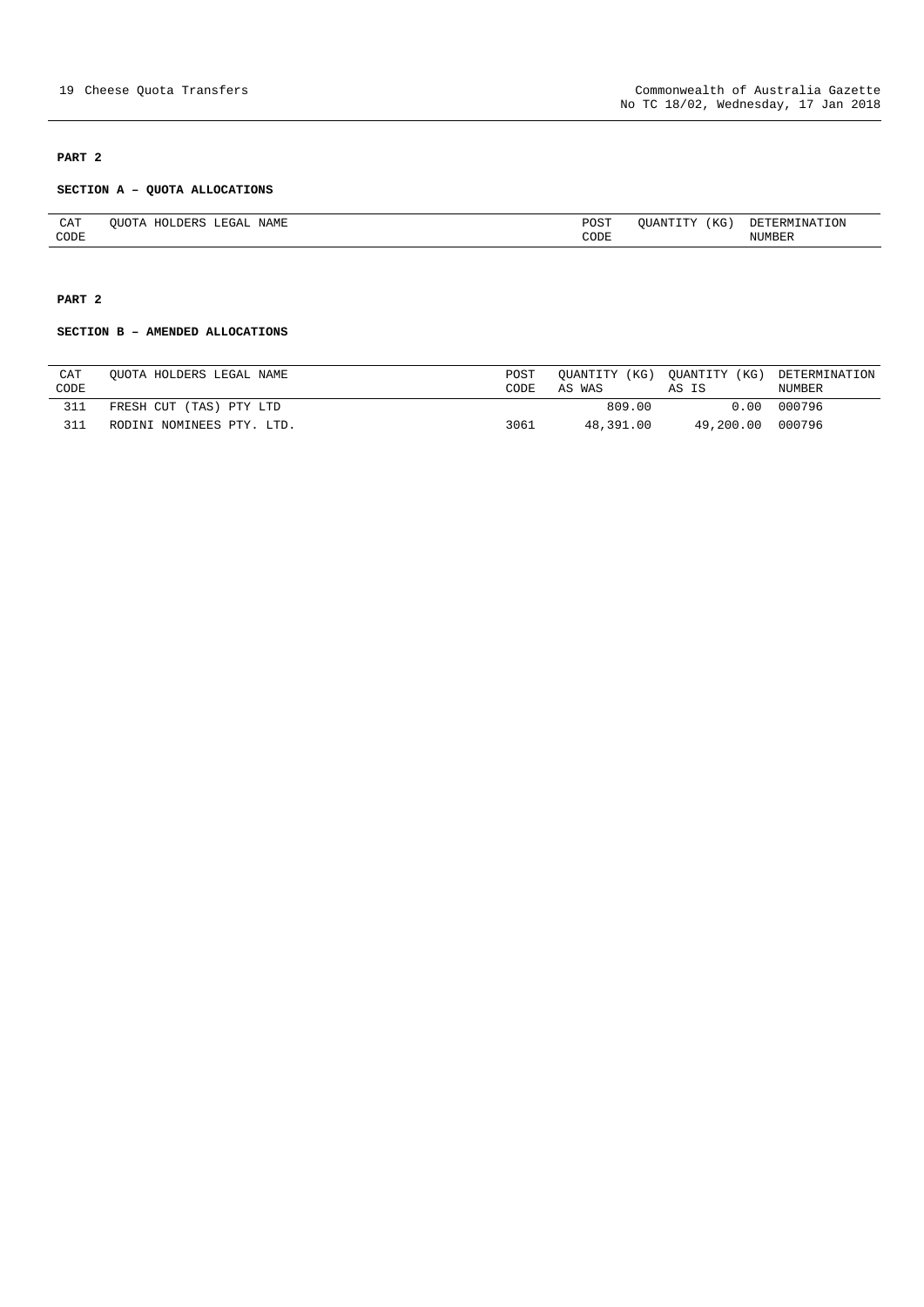**PART 2**

**SECTION A – QUOTA ALLOCATIONS**

| CAT CODE | QUOTA HOLDERS LEGAL NAME | POST CODE | QUANTITY (KG) | DETERMINATION NUMBER |
|---|---|---|---|---|

**PART 2**

**SECTION B – AMENDED ALLOCATIONS**

| CAT CODE | QUOTA HOLDERS LEGAL NAME | POST CODE | QUANTITY (KG) AS WAS | QUANTITY (KG) AS IS | DETERMINATION NUMBER |
|---|---|---|---|---|---|
| 311 | FRESH CUT (TAS) PTY LTD | | 809.00 | 0.00 | 000796 |
| 311 | RODINI NOMINEES PTY. LTD. | 3061 | 48,391.00 | 49,200.00 | 000796 |